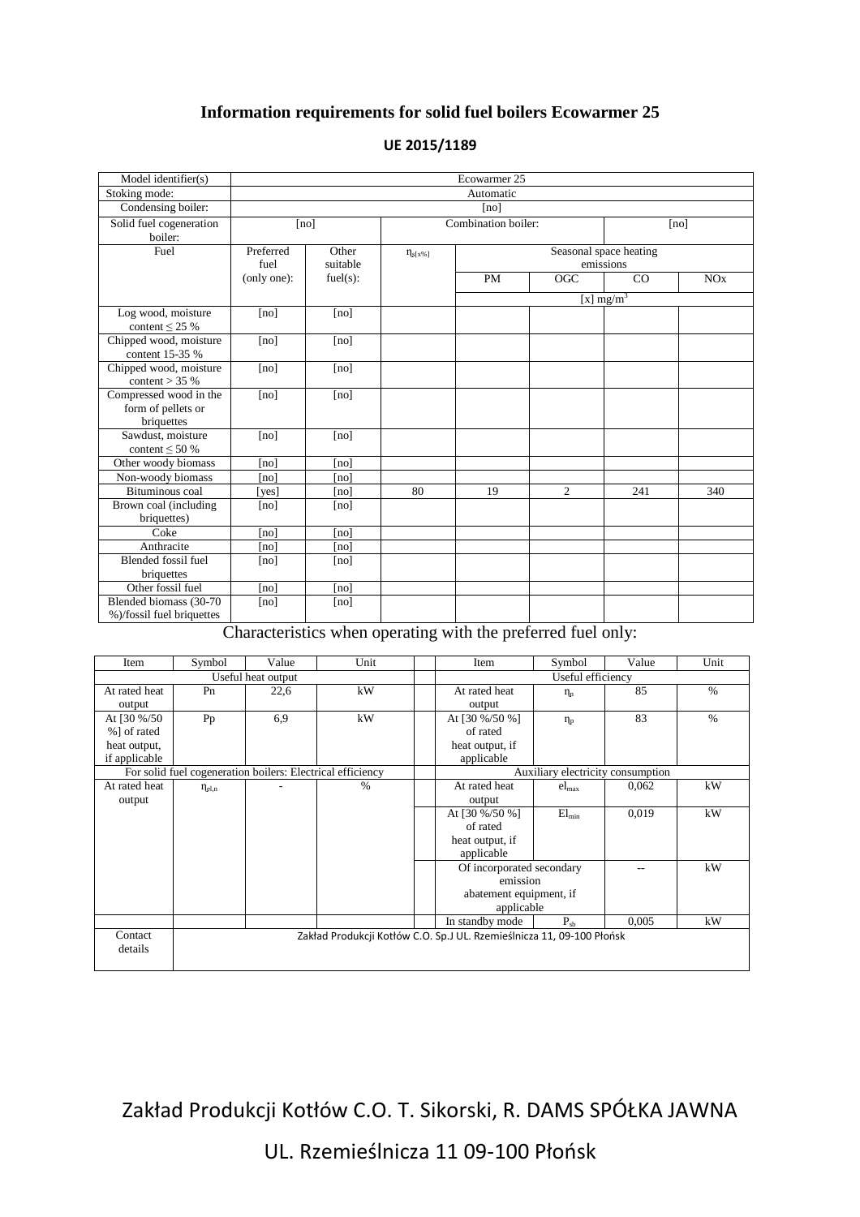## Information requirements for solid fuel boilers Ecowarmer 25

**UE 2015/1189**

| Model identifier(s) | Ecowarmer 25 | | | | | | |
|---|---|---|---|---|---|---|---|
| Stoking mode: | Automatic | | | | | | |
| Condensing boiler: | [no] | | | | | | |
| Solid fuel cogeneration boiler: | [no] | | Combination boiler: | | | [no] | |
| Fuel | Preferred fuel (only one): | Other suitable fuel(s): | $\eta_{s[x\%]}$ | Seasonal space heating emissions | | | |
| | | | | PM | OGC | CO | NOx |
| | | | | [x] mg/m$^3$ | | | |
| Log wood, moisture content ≤ 25 % | [no] | [no] | | | | | |
| Chipped wood, moisture content 15-35 % | [no] | [no] | | | | | |
| Chipped wood, moisture content > 35 % | [no] | [no] | | | | | |
| Compressed wood in the form of pellets or briquettes | [no] | [no] | | | | | |
| Sawdust, moisture content ≤ 50 % | [no] | [no] | | | | | |
| Other woody biomass | [no] | [no] | | | | | |
| Non-woody biomass | [no] | [no] | | | | | |
| Bituminous coal | [yes] | [no] | 80 | 19 | 2 | 241 | 340 |
| Brown coal (including briquettes) | [no] | [no] | | | | | |
| Coke | [no] | [no] | | | | | |
| Anthracite | [no] | [no] | | | | | |
| Blended fossil fuel briquettes | [no] | [no] | | | | | |
| Other fossil fuel | [no] | [no] | | | | | |
| Blended biomass (30-70 %)/fossil fuel briquettes | [no] | [no] | | | | | |

Characteristics when operating with the preferred fuel only:

| Item | Symbol | Value | Unit | | Item | Symbol | Value | Unit |
|---|---|---|---|---|---|---|---|---|
| Useful heat output | | | | | Useful efficiency | | | |
| At rated heat output | Pn | 22,6 | kW | | At rated heat output | $\eta_n$ | 85 | % |
| At [30 %/50 %] of rated heat output, if applicable | Pp | 6,9 | kW | | At [30 %/50 %] of rated heat output, if applicable | $\eta_p$ | 83 | % |
| For solid fuel cogeneration boilers: Electrical efficiency | | | | | Auxiliary electricity consumption | | | |
| At rated heat output | $\eta_{el,n}$ | - | % | | At rated heat output | $el_{max}$ | 0,062 | kW |
| | | | | | At [30 %/50 %] of rated heat output, if applicable | $El_{min}$ | 0,019 | kW |
| | | | | | Of incorporated secondary emission abatement equipment, if applicable | | -- | kW |
| | | | | | In standby mode | $P_{sb}$ | 0,005 | kW |
| Contact details | Zakład Produkcji Kotłów C.O. Sp.J UL. Rzemieślnicza 11, 09-100 Płońsk | | | | | | | |

Zakład Produkcji Kotłów C.O. T. Sikorski, R. DAMS SPÓŁKA JAWNA

UL. Rzemieślnicza 11 09-100 Płońsk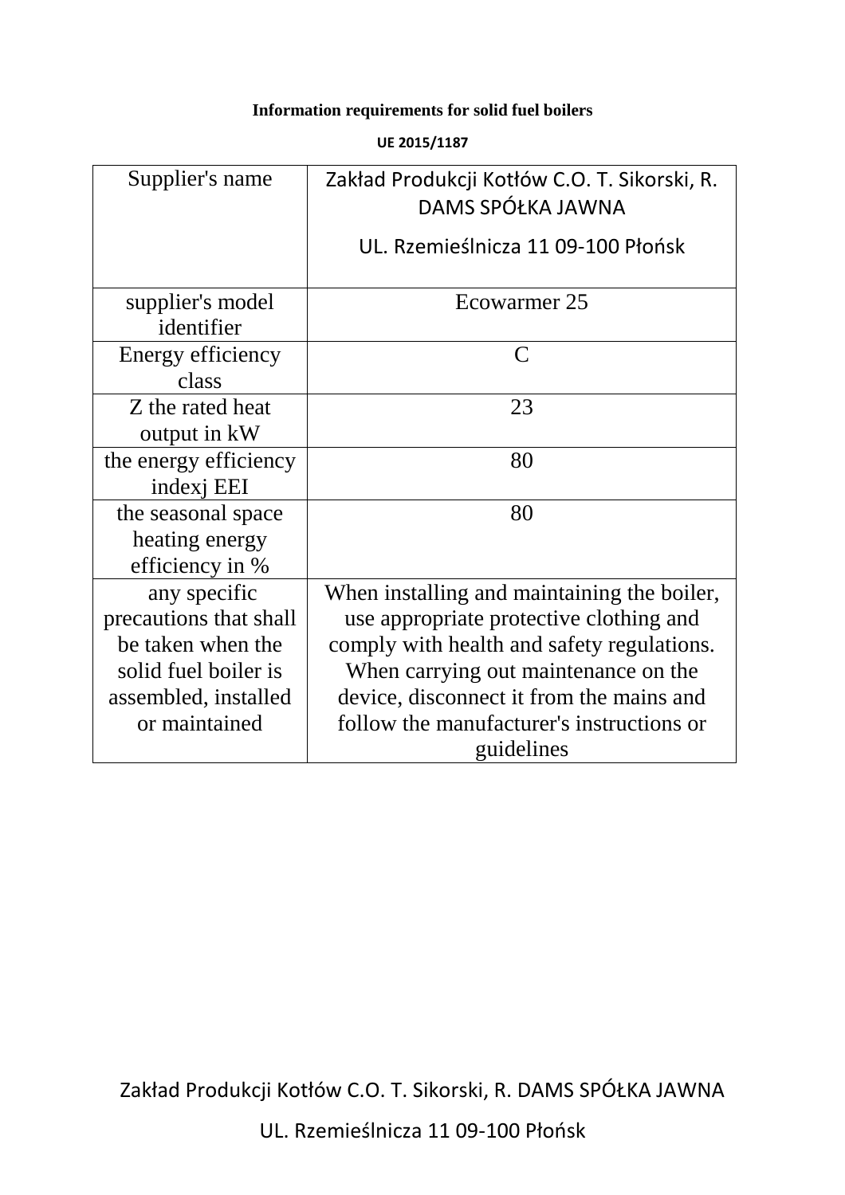**Information requirements for solid fuel boilers**

**UE 2015/1187**

| | |
|---|---|
| Supplier's name | Zakład Produkcji Kotłów C.O. T. Sikorski, R. DAMS SPÓŁKA JAWNA<br>UL. Rzemieślnicza 11 09-100 Płońsk |
| supplier's model identifier | Ecowarmer 25 |
| Energy efficiency class | C |
| Z the rated heat output in kW | 23 |
| the energy efficiency indexj EEI | 80 |
| the seasonal space heating energy efficiency in % | 80 |
| any specific precautions that shall be taken when the solid fuel boiler is assembled, installed or maintained | When installing and maintaining the boiler, use appropriate protective clothing and comply with health and safety regulations. When carrying out maintenance on the device, disconnect it from the mains and follow the manufacturer's instructions or guidelines |

Zakład Produkcji Kotłów C.O. T. Sikorski, R. DAMS SPÓŁKA JAWNA

UL. Rzemieślnicza 11 09-100 Płońsk